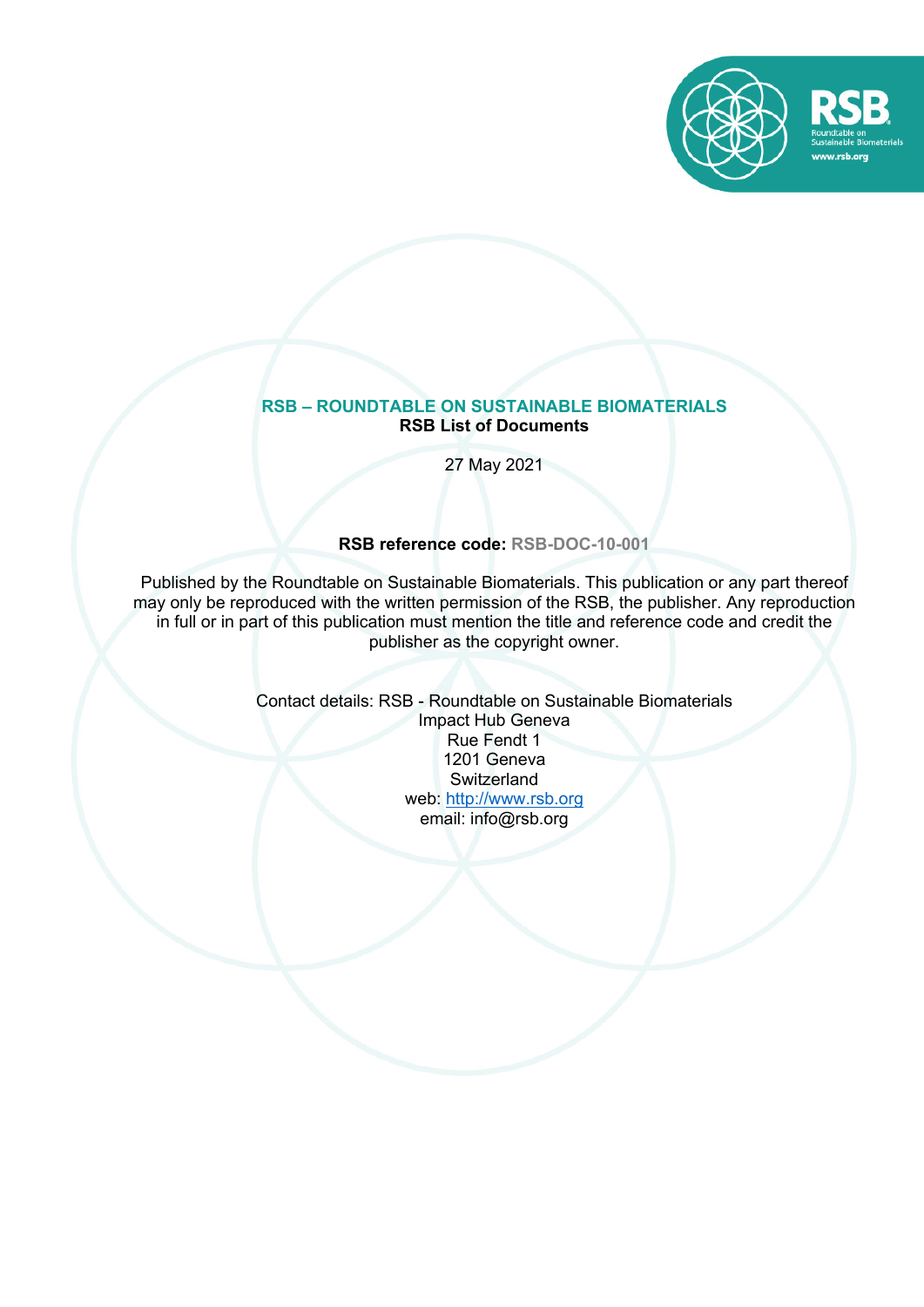# RSB – ROUNDTABLE ON SUSTAINABLE BIOMATERIALS

## RSB List of Documents

27 May 2021

**RSB reference code: RSB-DOC-10-001**

Published by the Roundtable on Sustainable Biomaterials. This publication or any part thereof may only be reproduced with the written permission of the RSB, the publisher. Any reproduction in full or in part of this publication must mention the title and reference code and credit the publisher as the copyright owner.

Contact details: RSB - Roundtable on Sustainable Biomaterials
Impact Hub Geneva
Rue Fendt 1
1201 Geneva
Switzerland
web: http://www.rsb.org
email: info@rsb.org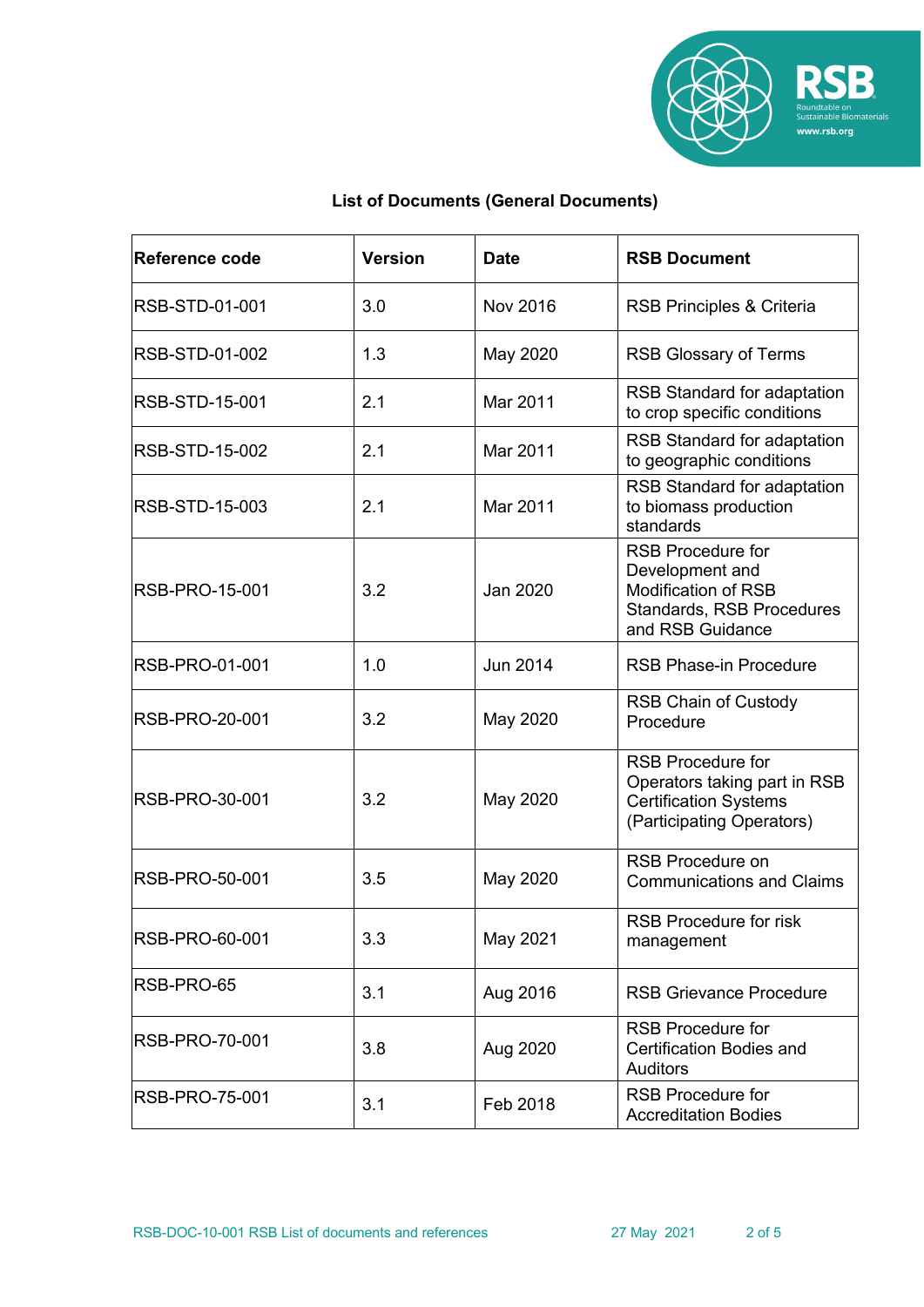**List of Documents (General Documents)**

| Reference code | Version | Date | RSB Document |
|---|---|---|---|
| RSB-STD-01-001 | 3.0 | Nov 2016 | RSB Principles & Criteria |
| RSB-STD-01-002 | 1.3 | May 2020 | RSB Glossary of Terms |
| RSB-STD-15-001 | 2.1 | Mar 2011 | RSB Standard for adaptation to crop specific conditions |
| RSB-STD-15-002 | 2.1 | Mar 2011 | RSB Standard for adaptation to geographic conditions |
| RSB-STD-15-003 | 2.1 | Mar 2011 | RSB Standard for adaptation to biomass production standards |
| RSB-PRO-15-001 | 3.2 | Jan 2020 | RSB Procedure for Development and Modification of RSB Standards, RSB Procedures and RSB Guidance |
| RSB-PRO-01-001 | 1.0 | Jun 2014 | RSB Phase-in Procedure |
| RSB-PRO-20-001 | 3.2 | May 2020 | RSB Chain of Custody Procedure |
| RSB-PRO-30-001 | 3.2 | May 2020 | RSB Procedure for Operators taking part in RSB Certification Systems (Participating Operators) |
| RSB-PRO-50-001 | 3.5 | May 2020 | RSB Procedure on Communications and Claims |
| RSB-PRO-60-001 | 3.3 | May 2021 | RSB Procedure for risk management |
| RSB-PRO-65 | 3.1 | Aug 2016 | RSB Grievance Procedure |
| RSB-PRO-70-001 | 3.8 | Aug 2020 | RSB Procedure for Certification Bodies and Auditors |
| RSB-PRO-75-001 | 3.1 | Feb 2018 | RSB Procedure for Accreditation Bodies |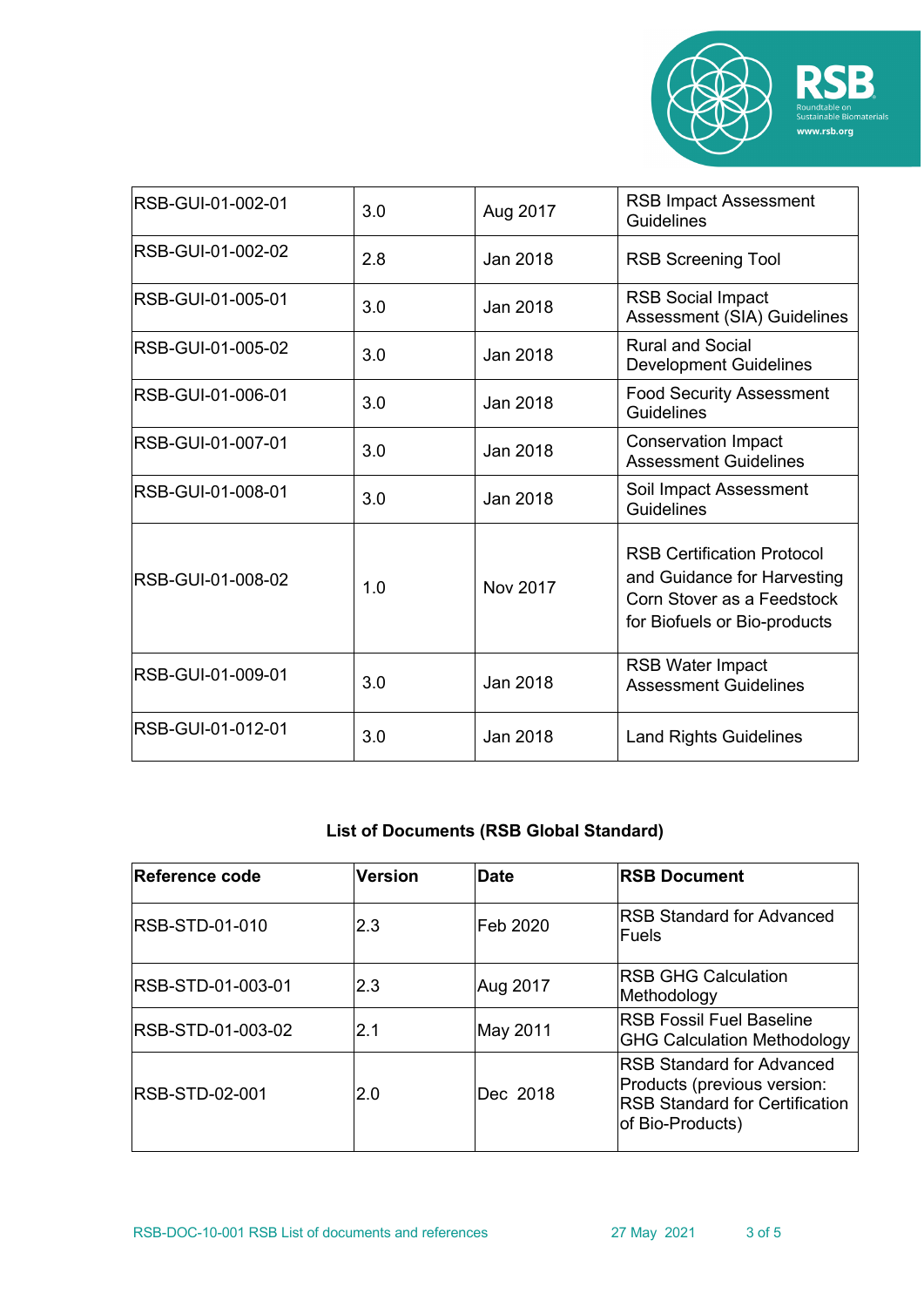| | | | |
|---|---|---|---|
| RSB-GUI-01-002-01 | 3.0 | Aug 2017 | RSB Impact Assessment Guidelines |
| RSB-GUI-01-002-02 | 2.8 | Jan 2018 | RSB Screening Tool |
| RSB-GUI-01-005-01 | 3.0 | Jan 2018 | RSB Social Impact Assessment (SIA) Guidelines |
| RSB-GUI-01-005-02 | 3.0 | Jan 2018 | Rural and Social Development Guidelines |
| RSB-GUI-01-006-01 | 3.0 | Jan 2018 | Food Security Assessment Guidelines |
| RSB-GUI-01-007-01 | 3.0 | Jan 2018 | Conservation Impact Assessment Guidelines |
| RSB-GUI-01-008-01 | 3.0 | Jan 2018 | Soil Impact Assessment Guidelines |
| RSB-GUI-01-008-02 | 1.0 | Nov 2017 | RSB Certification Protocol and Guidance for Harvesting Corn Stover as a Feedstock for Biofuels or Bio-products |
| RSB-GUI-01-009-01 | 3.0 | Jan 2018 | RSB Water Impact Assessment Guidelines |
| RSB-GUI-01-012-01 | 3.0 | Jan 2018 | Land Rights Guidelines |

**List of Documents (RSB Global Standard)**

| Reference code | Version | Date | RSB Document |
|---|---|---|---|
| RSB-STD-01-010 | 2.3 | Feb 2020 | RSB Standard for Advanced Fuels |
| RSB-STD-01-003-01 | 2.3 | Aug 2017 | RSB GHG Calculation Methodology |
| RSB-STD-01-003-02 | 2.1 | May 2011 | RSB Fossil Fuel Baseline GHG Calculation Methodology |
| RSB-STD-02-001 | 2.0 | Dec 2018 | RSB Standard for Advanced Products (previous version: RSB Standard for Certification of Bio-Products) |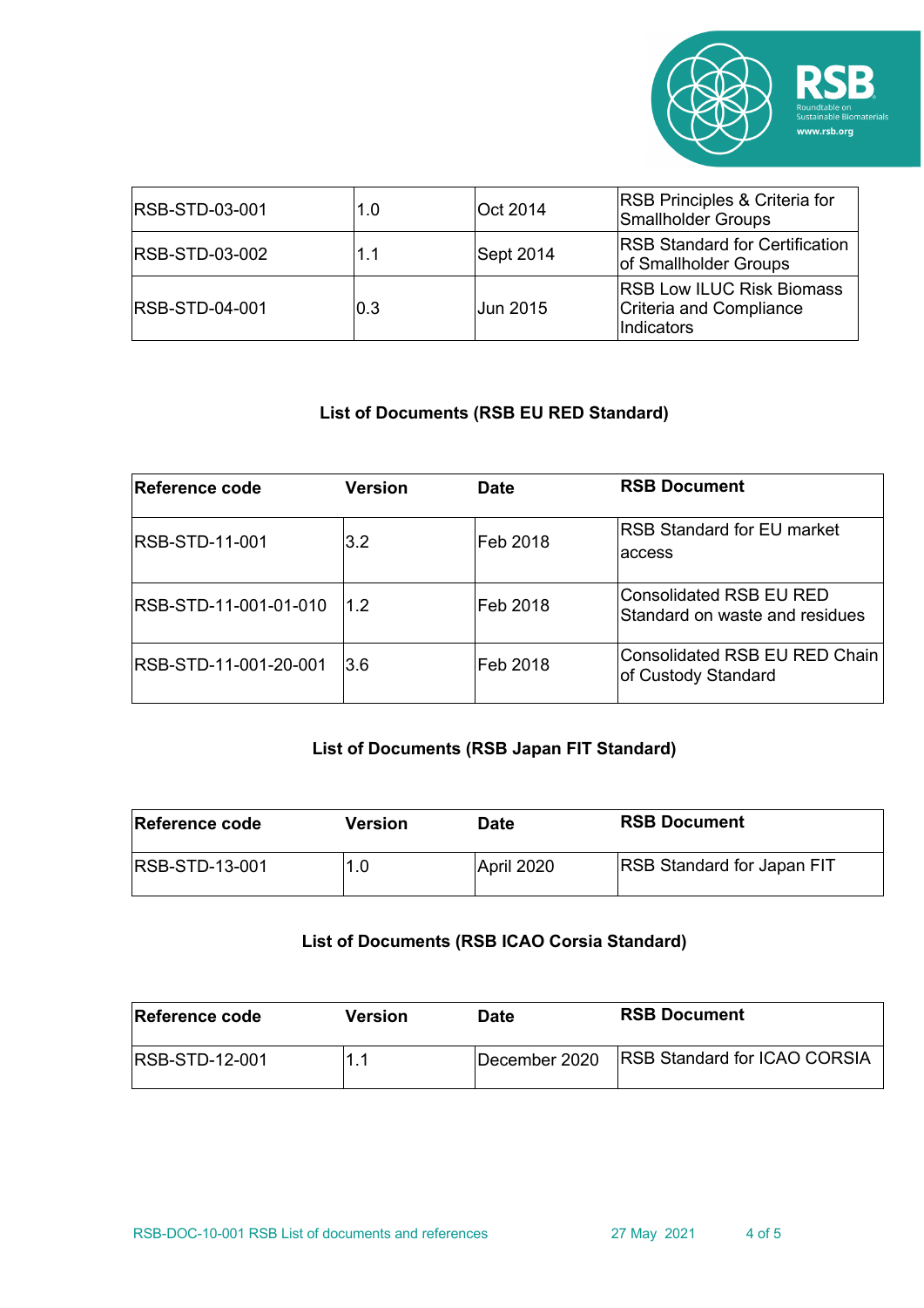| RSB-STD-03-001 | 1.0 | Oct 2014 | RSB Principles & Criteria for Smallholder Groups |
|---|---|---|---|
| RSB-STD-03-002 | 1.1 | Sept 2014 | RSB Standard for Certification of Smallholder Groups |
| RSB-STD-04-001 | 0.3 | Jun 2015 | RSB Low ILUC Risk Biomass Criteria and Compliance Indicators |

**List of Documents (RSB EU RED Standard)**

| Reference code | Version | Date | RSB Document |
|---|---|---|---|
| RSB-STD-11-001 | 3.2 | Feb 2018 | RSB Standard for EU market access |
| RSB-STD-11-001-01-010 | 1.2 | Feb 2018 | Consolidated RSB EU RED Standard on waste and residues |
| RSB-STD-11-001-20-001 | 3.6 | Feb 2018 | Consolidated RSB EU RED Chain of Custody Standard |

**List of Documents (RSB Japan FIT Standard)**

| Reference code | Version | Date | RSB Document |
|---|---|---|---|
| RSB-STD-13-001 | 1.0 | April 2020 | RSB Standard for Japan FIT |

**List of Documents (RSB ICAO Corsia Standard)**

| Reference code | Version | Date | RSB Document |
|---|---|---|---|
| RSB-STD-12-001 | 1.1 | December 2020 | RSB Standard for ICAO CORSIA |